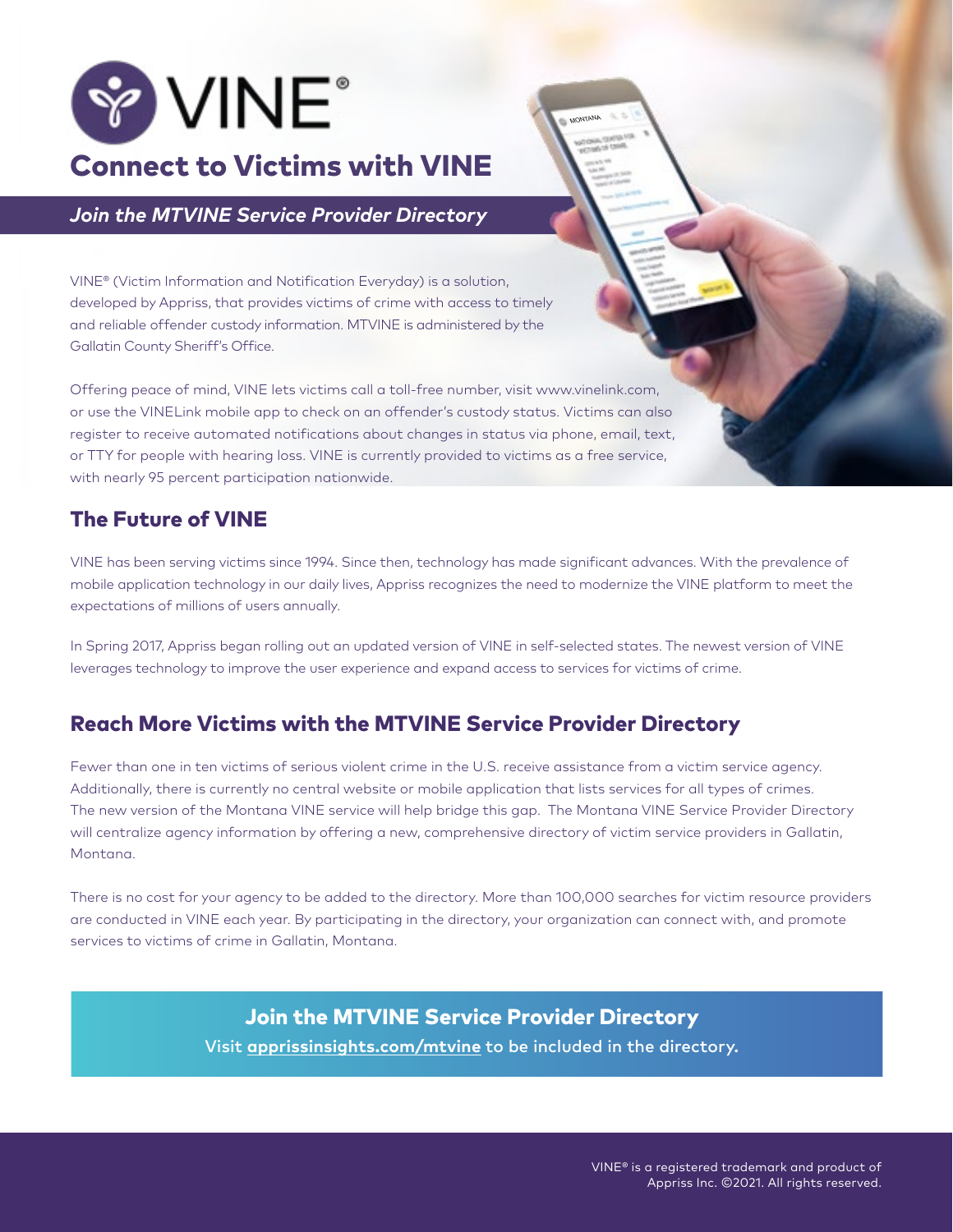# VINE®

# Connect to Victims with VINE

***Join the MTVINE Service Provider Directory***

VINE® (Victim Information and Notification Everyday) is a solution, developed by Appriss, that provides victims of crime with access to timely and reliable offender custody information. MTVINE is administered by the Gallatin County Sheriff's Office.

Offering peace of mind, VINE lets victims call a toll-free number, visit www.vinelink.com, or use the VINELink mobile app to check on an offender's custody status. Victims can also register to receive automated notifications about changes in status via phone, email, text, or TTY for people with hearing loss. VINE is currently provided to victims as a free service, with nearly 95 percent participation nationwide.

## The Future of VINE

VINE has been serving victims since 1994. Since then, technology has made significant advances. With the prevalence of mobile application technology in our daily lives, Appriss recognizes the need to modernize the VINE platform to meet the expectations of millions of users annually.

In Spring 2017, Appriss began rolling out an updated version of VINE in self-selected states. The newest version of VINE leverages technology to improve the user experience and expand access to services for victims of crime.

## Reach More Victims with the MTVINE Service Provider Directory

Fewer than one in ten victims of serious violent crime in the U.S. receive assistance from a victim service agency. Additionally, there is currently no central website or mobile application that lists services for all types of crimes. The new version of the Montana VINE service will help bridge this gap. The Montana VINE Service Provider Directory will centralize agency information by offering a new, comprehensive directory of victim service providers in Gallatin, Montana.

There is no cost for your agency to be added to the directory. More than 100,000 searches for victim resource providers are conducted in VINE each year. By participating in the directory, your organization can connect with, and promote services to victims of crime in Gallatin, Montana.

**Join the MTVINE Service Provider Directory**

Visit **apprissinsights.com/mtvine** to be included in the directory.

VINE® is a registered trademark and product of Appriss Inc. ©2021. All rights reserved.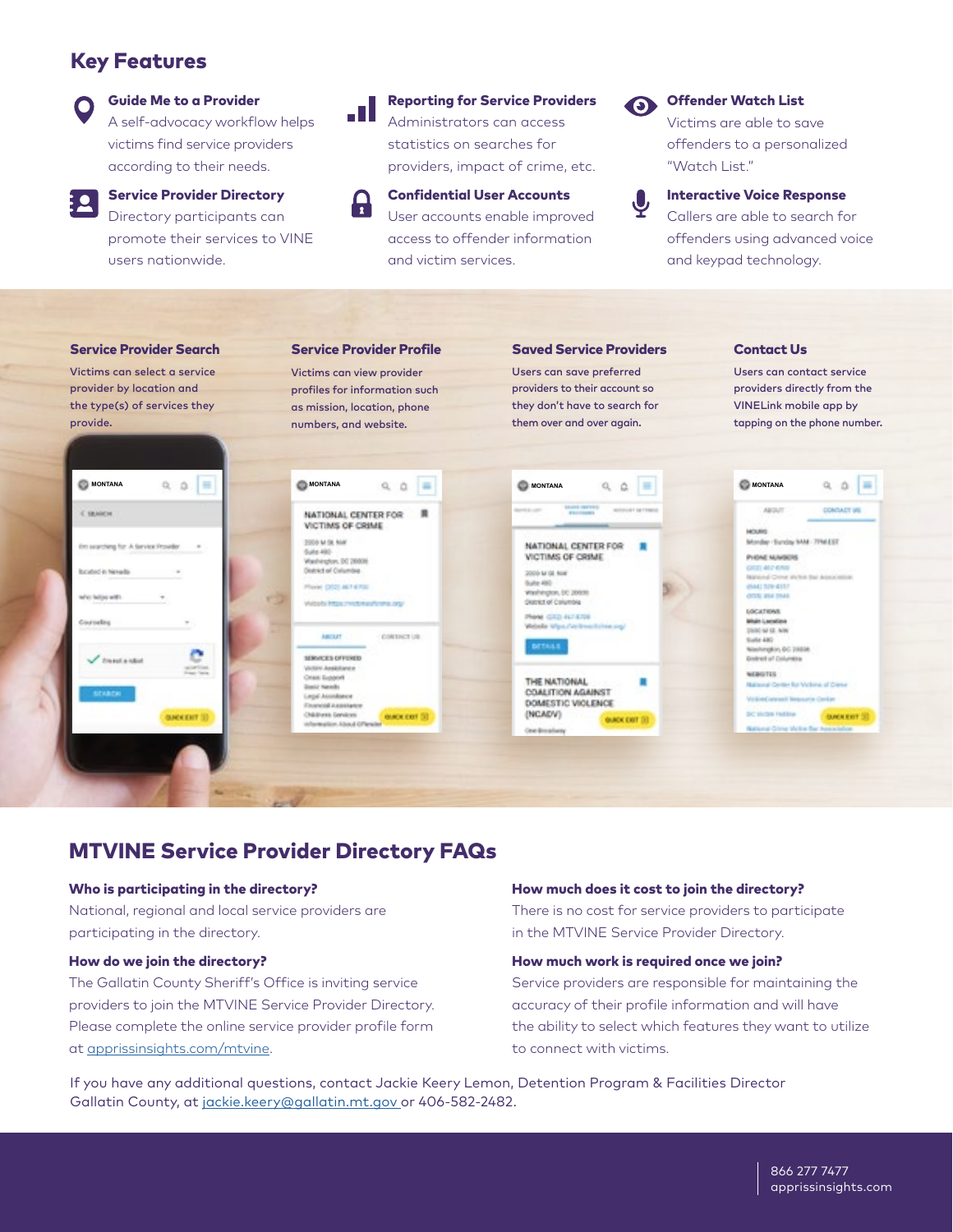## Key Features

**Guide Me to a Provider**
A self-advocacy workflow helps victims find service providers according to their needs.

**Service Provider Directory**
Directory participants can promote their services to VINE users nationwide.

**Reporting for Service Providers**
Administrators can access statistics on searches for providers, impact of crime, etc.

**Confidential User Accounts**
User accounts enable improved access to offender information and victim services.

**Offender Watch List**
Victims are able to save offenders to a personalized "Watch List."

**Interactive Voice Response**
Callers are able to search for offenders using advanced voice and keypad technology.

**Service Provider Search**
Victims can select a service provider by location and the type(s) of services they provide.

**Service Provider Profile**
Victims can view provider profiles for information such as mission, location, phone numbers, and website.

**Saved Service Providers**
Users can save preferred providers to their account so they don't have to search for them over and over again.

**Contact Us**
Users can contact service providers directly from the VINELink mobile app by tapping on the phone number.

## MTVINE Service Provider Directory FAQs

**Who is participating in the directory?**
National, regional and local service providers are participating in the directory.

**How do we join the directory?**
The Gallatin County Sheriff's Office is inviting service providers to join the MTVINE Service Provider Directory. Please complete the online service provider profile form at apprissinsights.com/mtvine.

**How much does it cost to join the directory?**
There is no cost for service providers to participate in the MTVINE Service Provider Directory.

**How much work is required once we join?**
Service providers are responsible for maintaining the accuracy of their profile information and will have the ability to select which features they want to utilize to connect with victims.

If you have any additional questions, contact Jackie Keery Lemon, Detention Program & Facilities Director Gallatin County, at jackie.keery@gallatin.mt.gov or 406-582-2482.

866 277 7477
apprissinsights.com